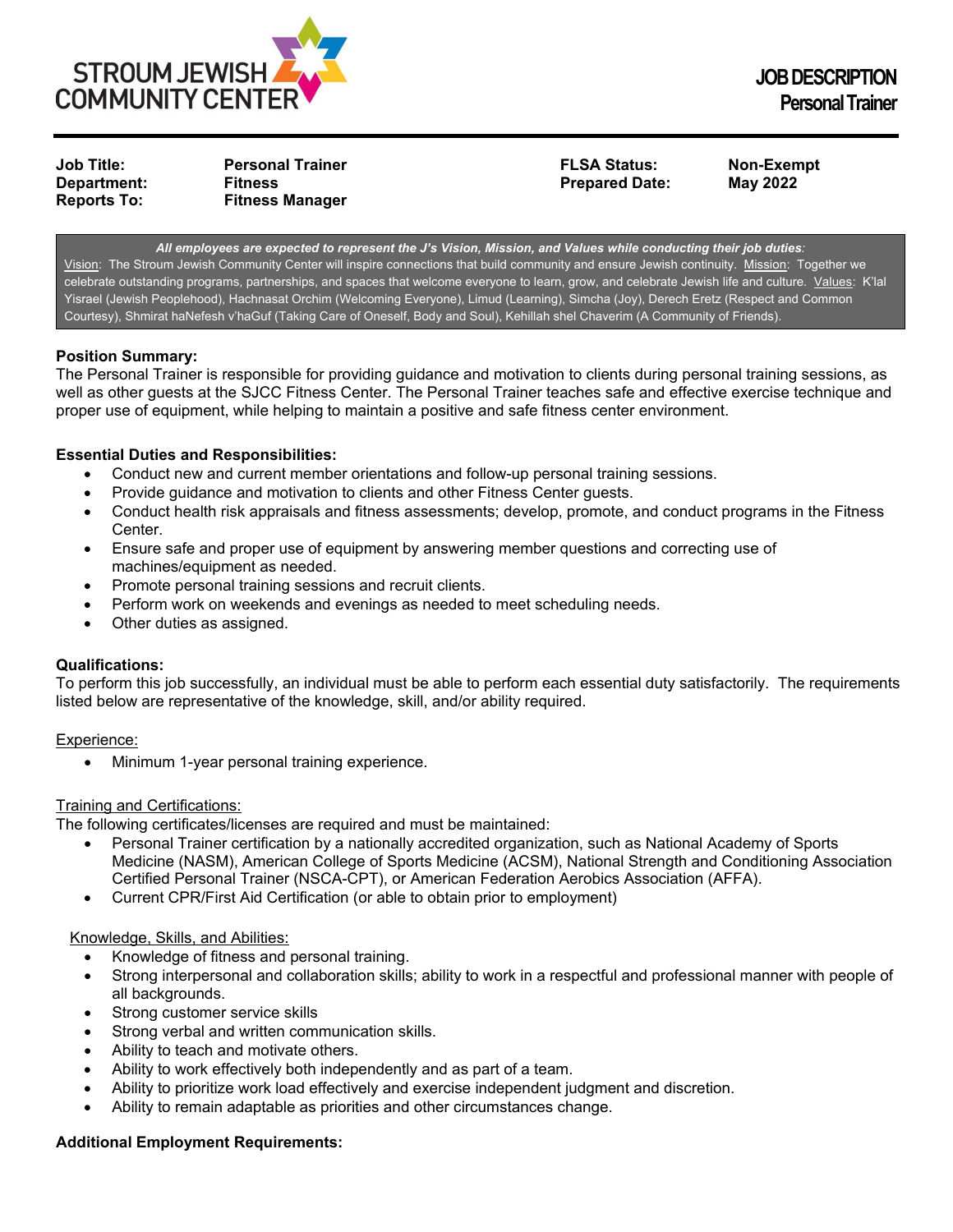STROUM JEWISH COMMUNITY CENTER

# JOB DESCRIPTION
## Personal Trainer

| | | | |
|---|---|---|---|
| **Job Title:** | **Personal Trainer** | **FLSA Status:** | **Non-Exempt** |
| **Department:** | **Fitness** | **Prepared Date:** | **May 2022** |
| **Reports To:** | **Fitness Manager** | | |

***All employees are expected to represent the J's Vision, Mission, and Values while conducting their job duties**:*
Vision: The Stroum Jewish Community Center will inspire connections that build community and ensure Jewish continuity. Mission: Together we celebrate outstanding programs, partnerships, and spaces that welcome everyone to learn, grow, and celebrate Jewish life and culture. Values: K'lal Yisrael (Jewish Peoplehood), Hachnasat Orchim (Welcoming Everyone), Limud (Learning), Simcha (Joy), Derech Eretz (Respect and Common Courtesy), Shmirat haNefesh v'haGuf (Taking Care of Oneself, Body and Soul), Kehillah shel Chaverim (A Community of Friends).

**Position Summary:**
The Personal Trainer is responsible for providing guidance and motivation to clients during personal training sessions, as well as other guests at the SJCC Fitness Center. The Personal Trainer teaches safe and effective exercise technique and proper use of equipment, while helping to maintain a positive and safe fitness center environment.

**Essential Duties and Responsibilities:**

- Conduct new and current member orientations and follow-up personal training sessions.
- Provide guidance and motivation to clients and other Fitness Center guests.
- Conduct health risk appraisals and fitness assessments; develop, promote, and conduct programs in the Fitness Center.
- Ensure safe and proper use of equipment by answering member questions and correcting use of machines/equipment as needed.
- Promote personal training sessions and recruit clients.
- Perform work on weekends and evenings as needed to meet scheduling needs.
- Other duties as assigned.

**Qualifications:**
To perform this job successfully, an individual must be able to perform each essential duty satisfactorily. The requirements listed below are representative of the knowledge, skill, and/or ability required.

Experience:

- Minimum 1-year personal training experience.

Training and Certifications:
The following certificates/licenses are required and must be maintained:

- Personal Trainer certification by a nationally accredited organization, such as National Academy of Sports Medicine (NASM), American College of Sports Medicine (ACSM), National Strength and Conditioning Association Certified Personal Trainer (NSCA-CPT), or American Federation Aerobics Association (AFFA).
- Current CPR/First Aid Certification (or able to obtain prior to employment)

Knowledge, Skills, and Abilities:

- Knowledge of fitness and personal training.
- Strong interpersonal and collaboration skills; ability to work in a respectful and professional manner with people of all backgrounds.
- Strong customer service skills
- Strong verbal and written communication skills.
- Ability to teach and motivate others.
- Ability to work effectively both independently and as part of a team.
- Ability to prioritize work load effectively and exercise independent judgment and discretion.
- Ability to remain adaptable as priorities and other circumstances change.

**Additional Employment Requirements:**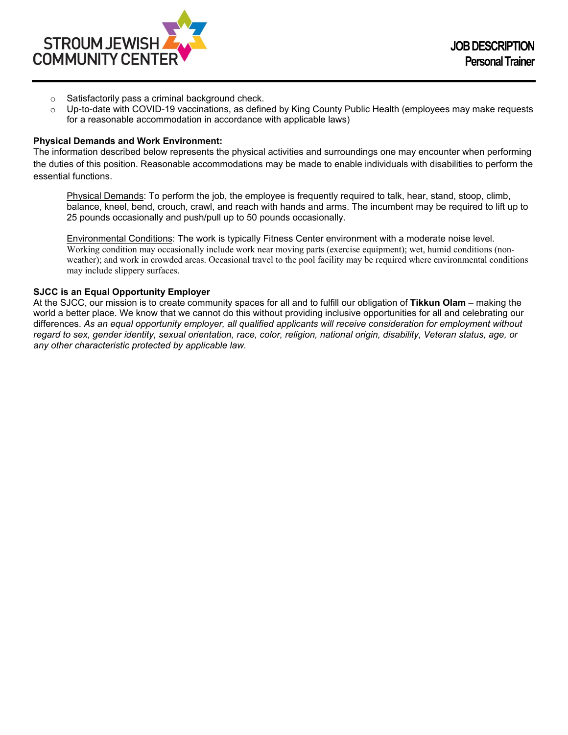- Satisfactorily pass a criminal background check.
- Up-to-date with COVID-19 vaccinations, as defined by King County Public Health (employees may make requests for a reasonable accommodation in accordance with applicable laws)

**Physical Demands and Work Environment:**

The information described below represents the physical activities and surroundings one may encounter when performing the duties of this position. Reasonable accommodations may be made to enable individuals with disabilities to perform the essential functions.

Physical Demands: To perform the job, the employee is frequently required to talk, hear, stand, stoop, climb, balance, kneel, bend, crouch, crawl, and reach with hands and arms. The incumbent may be required to lift up to 25 pounds occasionally and push/pull up to 50 pounds occasionally.

Environmental Conditions: The work is typically Fitness Center environment with a moderate noise level. Working condition may occasionally include work near moving parts (exercise equipment); wet, humid conditions (non-weather); and work in crowded areas. Occasional travel to the pool facility may be required where environmental conditions may include slippery surfaces.

**SJCC is an Equal Opportunity Employer**

At the SJCC, our mission is to create community spaces for all and to fulfill our obligation of **Tikkun Olam** – making the world a better place. We know that we cannot do this without providing inclusive opportunities for all and celebrating our differences. *As an equal opportunity employer, all qualified applicants will receive consideration for employment without regard to sex, gender identity, sexual orientation, race, color, religion, national origin, disability, Veteran status, age, or any other characteristic protected by applicable law.*